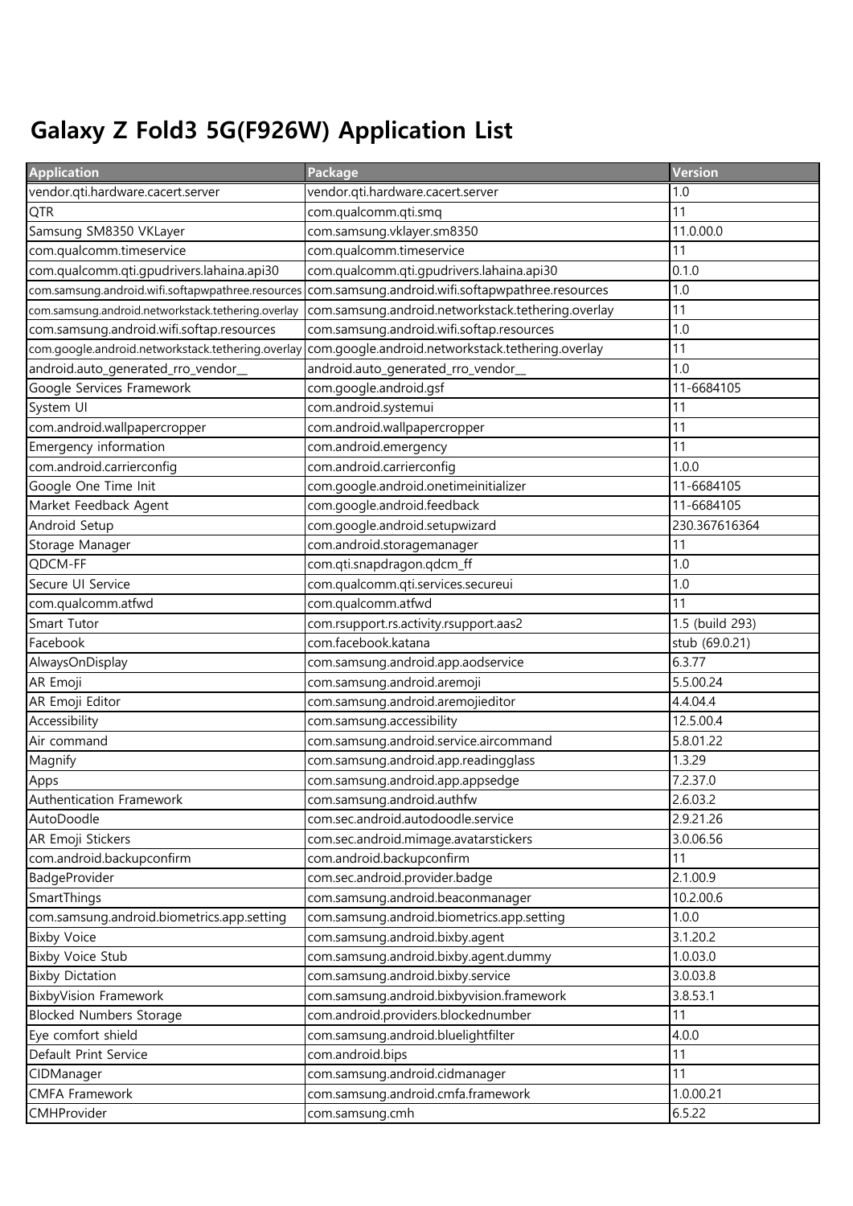# Galaxy Z Fold3 5G(F926W) Application List

| Application | Package | Version |
| --- | --- | --- |
| vendor.qti.hardware.cacert.server | vendor.qti.hardware.cacert.server | 1.0 |
| QTR | com.qualcomm.qti.smq | 11 |
| Samsung SM8350 VKLayer | com.samsung.vklayer.sm8350 | 11.0.00.0 |
| com.qualcomm.timeservice | com.qualcomm.timeservice | 11 |
| com.qualcomm.qti.gpudrivers.lahaina.api30 | com.qualcomm.qti.gpudrivers.lahaina.api30 | 0.1.0 |
| com.samsung.android.wifi.softapwpathree.resources | com.samsung.android.wifi.softapwpathree.resources | 1.0 |
| com.samsung.android.networkstack.tethering.overlay | com.samsung.android.networkstack.tethering.overlay | 11 |
| com.samsung.android.wifi.softap.resources | com.samsung.android.wifi.softap.resources | 1.0 |
| com.google.android.networkstack.tethering.overlay | com.google.android.networkstack.tethering.overlay | 11 |
| android.auto_generated_rro_vendor__ | android.auto_generated_rro_vendor__ | 1.0 |
| Google Services Framework | com.google.android.gsf | 11-6684105 |
| System UI | com.android.systemui | 11 |
| com.android.wallpapercropper | com.android.wallpapercropper | 11 |
| Emergency information | com.android.emergency | 11 |
| com.android.carrierconfig | com.android.carrierconfig | 1.0.0 |
| Google One Time Init | com.google.android.onetimeinitializer | 11-6684105 |
| Market Feedback Agent | com.google.android.feedback | 11-6684105 |
| Android Setup | com.google.android.setupwizard | 230.367616364 |
| Storage Manager | com.android.storagemanager | 11 |
| QDCM-FF | com.qti.snapdragon.qdcm_ff | 1.0 |
| Secure UI Service | com.qualcomm.qti.services.secureui | 1.0 |
| com.qualcomm.atfwd | com.qualcomm.atfwd | 11 |
| Smart Tutor | com.rsupport.rs.activity.rsupport.aas2 | 1.5 (build 293) |
| Facebook | com.facebook.katana | stub (69.0.21) |
| AlwaysOnDisplay | com.samsung.android.app.aodservice | 6.3.77 |
| AR Emoji | com.samsung.android.aremoji | 5.5.00.24 |
| AR Emoji Editor | com.samsung.android.aremojieditor | 4.4.04.4 |
| Accessibility | com.samsung.accessibility | 12.5.00.4 |
| Air command | com.samsung.android.service.aircommand | 5.8.01.22 |
| Magnify | com.samsung.android.app.readingglass | 1.3.29 |
| Apps | com.samsung.android.app.appsedge | 7.2.37.0 |
| Authentication Framework | com.samsung.android.authfw | 2.6.03.2 |
| AutoDoodle | com.sec.android.autodoodle.service | 2.9.21.26 |
| AR Emoji Stickers | com.sec.android.mimage.avatarstickers | 3.0.06.56 |
| com.android.backupconfirm | com.android.backupconfirm | 11 |
| BadgeProvider | com.sec.android.provider.badge | 2.1.00.9 |
| SmartThings | com.samsung.android.beaconmanager | 10.2.00.6 |
| com.samsung.android.biometrics.app.setting | com.samsung.android.biometrics.app.setting | 1.0.0 |
| Bixby Voice | com.samsung.android.bixby.agent | 3.1.20.2 |
| Bixby Voice Stub | com.samsung.android.bixby.agent.dummy | 1.0.03.0 |
| Bixby Dictation | com.samsung.android.bixby.service | 3.0.03.8 |
| BixbyVision Framework | com.samsung.android.bixbyvision.framework | 3.8.53.1 |
| Blocked Numbers Storage | com.android.providers.blockednumber | 11 |
| Eye comfort shield | com.samsung.android.bluelightfilter | 4.0.0 |
| Default Print Service | com.android.bips | 11 |
| CIDManager | com.samsung.android.cidmanager | 11 |
| CMFA Framework | com.samsung.android.cmfa.framework | 1.0.00.21 |
| CMHProvider | com.samsung.cmh | 6.5.22 |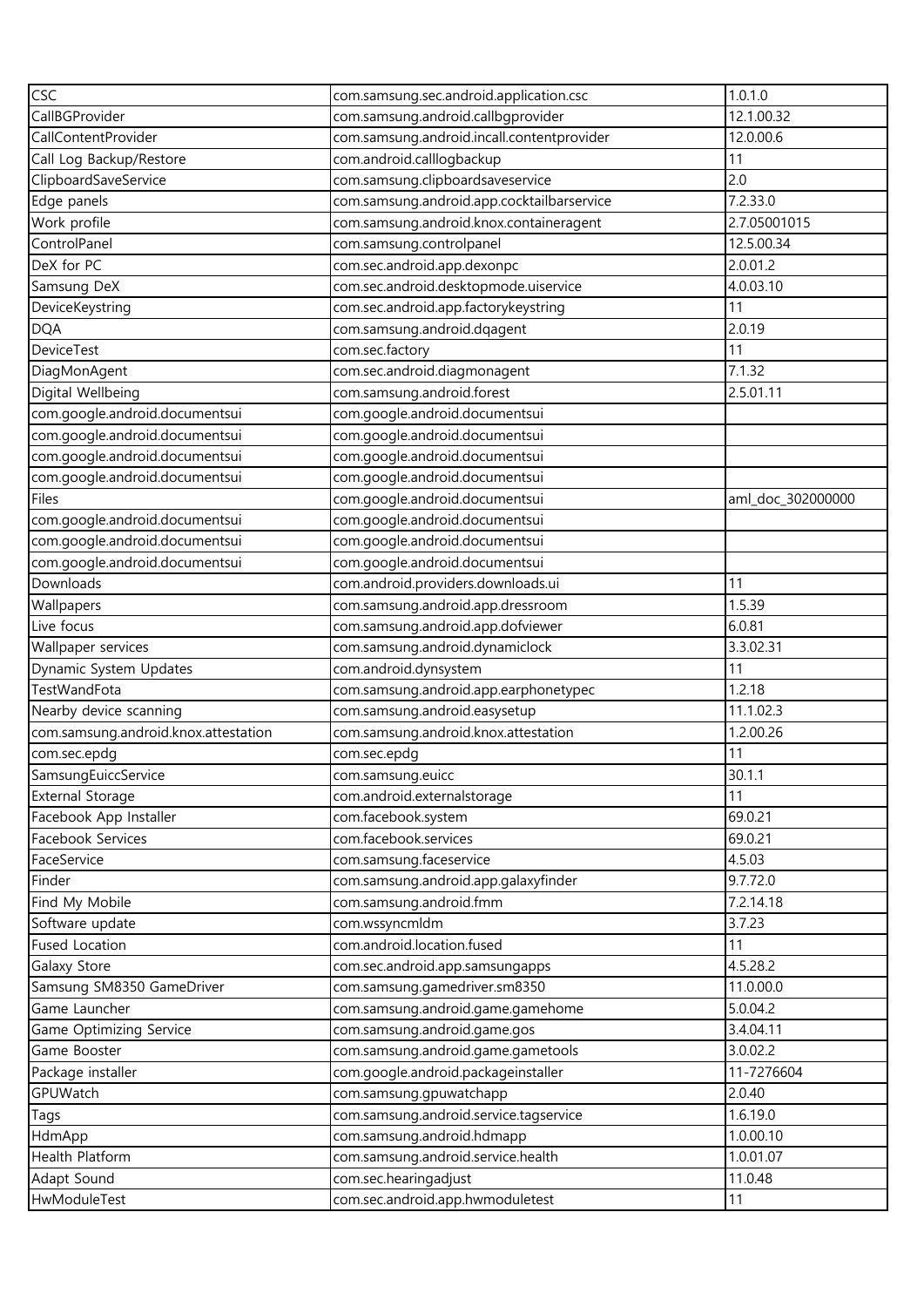| CSC | com.samsung.sec.android.application.csc | 1.0.1.0 |
|---|---|---|
| CallBGProvider | com.samsung.android.callbgprovider | 12.1.00.32 |
| CallContentProvider | com.samsung.android.incall.contentprovider | 12.0.00.6 |
| Call Log Backup/Restore | com.android.calllogbackup | 11 |
| ClipboardSaveService | com.samsung.clipboardsaveservice | 2.0 |
| Edge panels | com.samsung.android.app.cocktailbarservice | 7.2.33.0 |
| Work profile | com.samsung.android.knox.containeragent | 2.7.05001015 |
| ControlPanel | com.samsung.controlpanel | 12.5.00.34 |
| DeX for PC | com.sec.android.app.dexonpc | 2.0.01.2 |
| Samsung DeX | com.sec.android.desktopmode.uiservice | 4.0.03.10 |
| DeviceKeystring | com.sec.android.app.factorykeystring | 11 |
| DQA | com.samsung.android.dqagent | 2.0.19 |
| DeviceTest | com.sec.factory | 11 |
| DiagMonAgent | com.sec.android.diagmonagent | 7.1.32 |
| Digital Wellbeing | com.samsung.android.forest | 2.5.01.11 |
| com.google.android.documentsui | com.google.android.documentsui | |
| com.google.android.documentsui | com.google.android.documentsui | |
| com.google.android.documentsui | com.google.android.documentsui | |
| com.google.android.documentsui | com.google.android.documentsui | |
| Files | com.google.android.documentsui | aml_doc_302000000 |
| com.google.android.documentsui | com.google.android.documentsui | |
| com.google.android.documentsui | com.google.android.documentsui | |
| com.google.android.documentsui | com.google.android.documentsui | |
| Downloads | com.android.providers.downloads.ui | 11 |
| Wallpapers | com.samsung.android.app.dressroom | 1.5.39 |
| Live focus | com.samsung.android.app.dofviewer | 6.0.81 |
| Wallpaper services | com.samsung.android.dynamiclock | 3.3.02.31 |
| Dynamic System Updates | com.android.dynsystem | 11 |
| TestWandFota | com.samsung.android.app.earphonetypec | 1.2.18 |
| Nearby device scanning | com.samsung.android.easysetup | 11.1.02.3 |
| com.samsung.android.knox.attestation | com.samsung.android.knox.attestation | 1.2.00.26 |
| com.sec.epdg | com.sec.epdg | 11 |
| SamsungEuiccService | com.samsung.euicc | 30.1.1 |
| External Storage | com.android.externalstorage | 11 |
| Facebook App Installer | com.facebook.system | 69.0.21 |
| Facebook Services | com.facebook.services | 69.0.21 |
| FaceService | com.samsung.faceservice | 4.5.03 |
| Finder | com.samsung.android.app.galaxyfinder | 9.7.72.0 |
| Find My Mobile | com.samsung.android.fmm | 7.2.14.18 |
| Software update | com.wssyncmldm | 3.7.23 |
| Fused Location | com.android.location.fused | 11 |
| Galaxy Store | com.sec.android.app.samsungapps | 4.5.28.2 |
| Samsung SM8350 GameDriver | com.samsung.gamedriver.sm8350 | 11.0.00.0 |
| Game Launcher | com.samsung.android.game.gamehome | 5.0.04.2 |
| Game Optimizing Service | com.samsung.android.game.gos | 3.4.04.11 |
| Game Booster | com.samsung.android.game.gametools | 3.0.02.2 |
| Package installer | com.google.android.packageinstaller | 11-7276604 |
| GPUWatch | com.samsung.gpuwatchapp | 2.0.40 |
| Tags | com.samsung.android.service.tagservice | 1.6.19.0 |
| HdmApp | com.samsung.android.hdmapp | 1.0.00.10 |
| Health Platform | com.samsung.android.service.health | 1.0.01.07 |
| Adapt Sound | com.sec.hearingadjust | 11.0.48 |
| HwModuleTest | com.sec.android.app.hwmoduletest | 11 |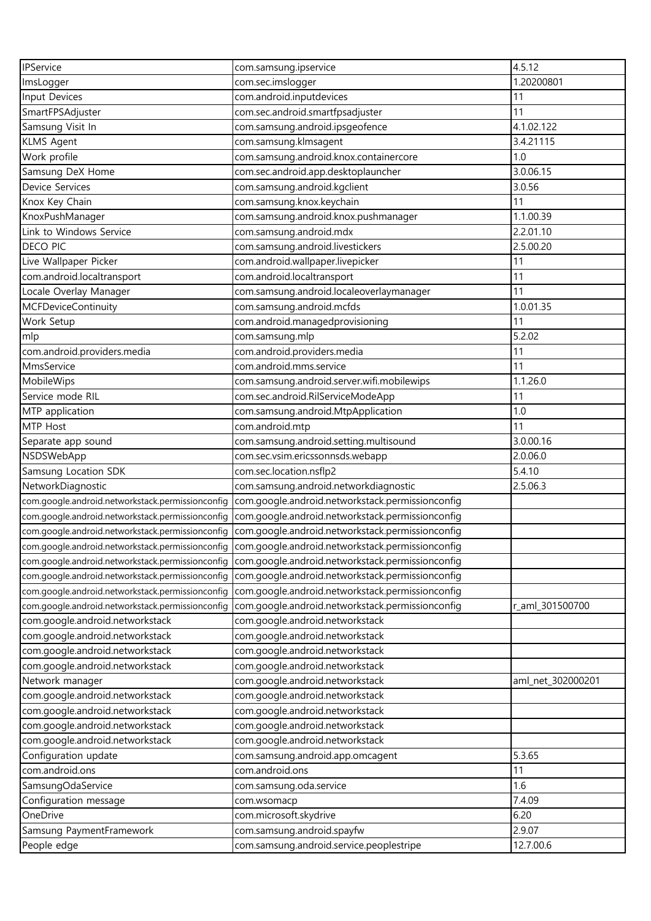| IPService | com.samsung.ipservice | 4.5.12 |
|---|---|---|
| ImsLogger | com.sec.imslogger | 1.20200801 |
| Input Devices | com.android.inputdevices | 11 |
| SmartFPSAdjuster | com.sec.android.smartfpsadjuster | 11 |
| Samsung Visit In | com.samsung.android.ipsgeofence | 4.1.02.122 |
| KLMS Agent | com.samsung.klmsagent | 3.4.21115 |
| Work profile | com.samsung.android.knox.containercore | 1.0 |
| Samsung DeX Home | com.sec.android.app.desktoplauncher | 3.0.06.15 |
| Device Services | com.samsung.android.kgclient | 3.0.56 |
| Knox Key Chain | com.samsung.knox.keychain | 11 |
| KnoxPushManager | com.samsung.android.knox.pushmanager | 1.1.00.39 |
| Link to Windows Service | com.samsung.android.mdx | 2.2.01.10 |
| DECO PIC | com.samsung.android.livestickers | 2.5.00.20 |
| Live Wallpaper Picker | com.android.wallpaper.livepicker | 11 |
| com.android.localtransport | com.android.localtransport | 11 |
| Locale Overlay Manager | com.samsung.android.localeoverlaymanager | 11 |
| MCFDeviceContinuity | com.samsung.android.mcfds | 1.0.01.35 |
| Work Setup | com.android.managedprovisioning | 11 |
| mlp | com.samsung.mlp | 5.2.02 |
| com.android.providers.media | com.android.providers.media | 11 |
| MmsService | com.android.mms.service | 11 |
| MobileWips | com.samsung.android.server.wifi.mobilewips | 1.1.26.0 |
| Service mode RIL | com.sec.android.RilServiceModeApp | 11 |
| MTP application | com.samsung.android.MtpApplication | 1.0 |
| MTP Host | com.android.mtp | 11 |
| Separate app sound | com.samsung.android.setting.multisound | 3.0.00.16 |
| NSDSWebApp | com.sec.vsim.ericssonnsds.webapp | 2.0.06.0 |
| Samsung Location SDK | com.sec.location.nsflp2 | 5.4.10 |
| NetworkDiagnostic | com.samsung.android.networkdiagnostic | 2.5.06.3 |
| com.google.android.networkstack.permissionconfig | com.google.android.networkstack.permissionconfig | |
| com.google.android.networkstack.permissionconfig | com.google.android.networkstack.permissionconfig | |
| com.google.android.networkstack.permissionconfig | com.google.android.networkstack.permissionconfig | |
| com.google.android.networkstack.permissionconfig | com.google.android.networkstack.permissionconfig | |
| com.google.android.networkstack.permissionconfig | com.google.android.networkstack.permissionconfig | |
| com.google.android.networkstack.permissionconfig | com.google.android.networkstack.permissionconfig | |
| com.google.android.networkstack.permissionconfig | com.google.android.networkstack.permissionconfig | |
| com.google.android.networkstack.permissionconfig | com.google.android.networkstack.permissionconfig | r_aml_301500700 |
| com.google.android.networkstack | com.google.android.networkstack | |
| com.google.android.networkstack | com.google.android.networkstack | |
| com.google.android.networkstack | com.google.android.networkstack | |
| com.google.android.networkstack | com.google.android.networkstack | |
| Network manager | com.google.android.networkstack | aml_net_302000201 |
| com.google.android.networkstack | com.google.android.networkstack | |
| com.google.android.networkstack | com.google.android.networkstack | |
| com.google.android.networkstack | com.google.android.networkstack | |
| com.google.android.networkstack | com.google.android.networkstack | |
| Configuration update | com.samsung.android.app.omcagent | 5.3.65 |
| com.android.ons | com.android.ons | 11 |
| SamsungOdaService | com.samsung.oda.service | 1.6 |
| Configuration message | com.wsomacp | 7.4.09 |
| OneDrive | com.microsoft.skydrive | 6.20 |
| Samsung PaymentFramework | com.samsung.android.spayfw | 2.9.07 |
| People edge | com.samsung.android.service.peoplestripe | 12.7.00.6 |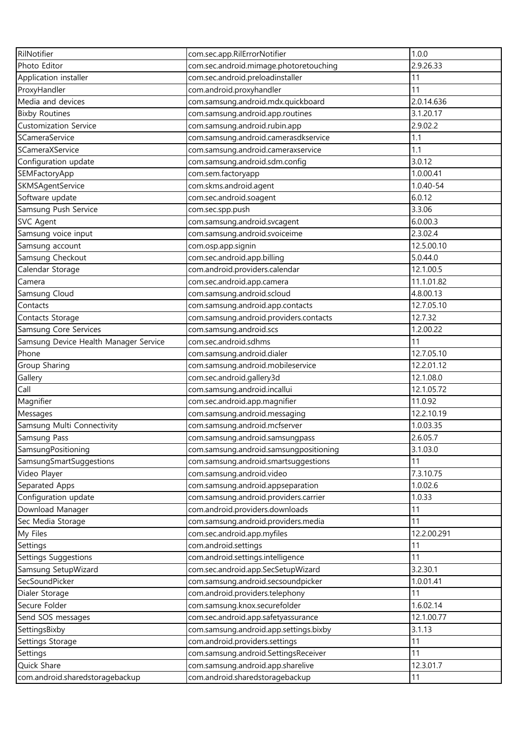| RilNotifier | com.sec.app.RilErrorNotifier | 1.0.0 |
|---|---|---|
| Photo Editor | com.sec.android.mimage.photoretouching | 2.9.26.33 |
| Application installer | com.sec.android.preloadinstaller | 11 |
| ProxyHandler | com.android.proxyhandler | 11 |
| Media and devices | com.samsung.android.mdx.quickboard | 2.0.14.636 |
| Bixby Routines | com.samsung.android.app.routines | 3.1.20.17 |
| Customization Service | com.samsung.android.rubin.app | 2.9.02.2 |
| SCameraService | com.samsung.android.camerasdkservice | 1.1 |
| SCameraXService | com.samsung.android.cameraxservice | 1.1 |
| Configuration update | com.samsung.android.sdm.config | 3.0.12 |
| SEMFactoryApp | com.sem.factoryapp | 1.0.00.41 |
| SKMSAgentService | com.skms.android.agent | 1.0.40-54 |
| Software update | com.sec.android.soagent | 6.0.12 |
| Samsung Push Service | com.sec.spp.push | 3.3.06 |
| SVC Agent | com.samsung.android.svcagent | 6.0.00.3 |
| Samsung voice input | com.samsung.android.svoiceime | 2.3.02.4 |
| Samsung account | com.osp.app.signin | 12.5.00.10 |
| Samsung Checkout | com.sec.android.app.billing | 5.0.44.0 |
| Calendar Storage | com.android.providers.calendar | 12.1.00.5 |
| Camera | com.sec.android.app.camera | 11.1.01.82 |
| Samsung Cloud | com.samsung.android.scloud | 4.8.00.13 |
| Contacts | com.samsung.android.app.contacts | 12.7.05.10 |
| Contacts Storage | com.samsung.android.providers.contacts | 12.7.32 |
| Samsung Core Services | com.samsung.android.scs | 1.2.00.22 |
| Samsung Device Health Manager Service | com.sec.android.sdhms | 11 |
| Phone | com.samsung.android.dialer | 12.7.05.10 |
| Group Sharing | com.samsung.android.mobileservice | 12.2.01.12 |
| Gallery | com.sec.android.gallery3d | 12.1.08.0 |
| Call | com.samsung.android.incallui | 12.1.05.72 |
| Magnifier | com.sec.android.app.magnifier | 11.0.92 |
| Messages | com.samsung.android.messaging | 12.2.10.19 |
| Samsung Multi Connectivity | com.samsung.android.mcfserver | 1.0.03.35 |
| Samsung Pass | com.samsung.android.samsungpass | 2.6.05.7 |
| SamsungPositioning | com.samsung.android.samsungpositioning | 3.1.03.0 |
| SamsungSmartSuggestions | com.samsung.android.smartsuggestions | 11 |
| Video Player | com.samsung.android.video | 7.3.10.75 |
| Separated Apps | com.samsung.android.appseparation | 1.0.02.6 |
| Configuration update | com.samsung.android.providers.carrier | 1.0.33 |
| Download Manager | com.android.providers.downloads | 11 |
| Sec Media Storage | com.samsung.android.providers.media | 11 |
| My Files | com.sec.android.app.myfiles | 12.2.00.291 |
| Settings | com.android.settings | 11 |
| Settings Suggestions | com.android.settings.intelligence | 11 |
| Samsung SetupWizard | com.sec.android.app.SecSetupWizard | 3.2.30.1 |
| SecSoundPicker | com.samsung.android.secsoundpicker | 1.0.01.41 |
| Dialer Storage | com.android.providers.telephony | 11 |
| Secure Folder | com.samsung.knox.securefolder | 1.6.02.14 |
| Send SOS messages | com.sec.android.app.safetyassurance | 12.1.00.77 |
| SettingsBixby | com.samsung.android.app.settings.bixby | 3.1.13 |
| Settings Storage | com.android.providers.settings | 11 |
| Settings | com.samsung.android.SettingsReceiver | 11 |
| Quick Share | com.samsung.android.app.sharelive | 12.3.01.7 |
| com.android.sharedstoragebackup | com.android.sharedstoragebackup | 11 |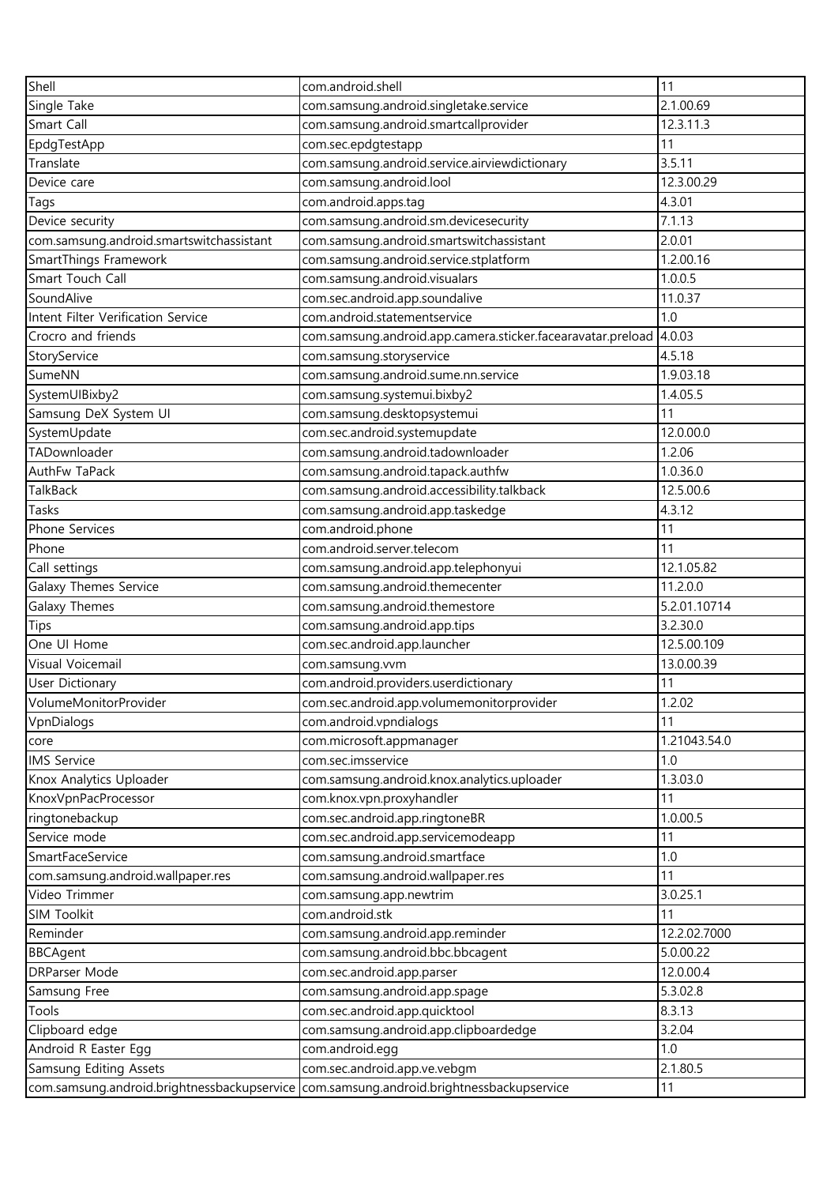| Shell | com.android.shell | 11 |
|---|---|---|
| Single Take | com.samsung.android.singletake.service | 2.1.00.69 |
| Smart Call | com.samsung.android.smartcallprovider | 12.3.11.3 |
| EpdgTestApp | com.sec.epdgtestapp | 11 |
| Translate | com.samsung.android.service.airviewdictionary | 3.5.11 |
| Device care | com.samsung.android.lool | 12.3.00.29 |
| Tags | com.android.apps.tag | 4.3.01 |
| Device security | com.samsung.android.sm.devicesecurity | 7.1.13 |
| com.samsung.android.smartswitchassistant | com.samsung.android.smartswitchassistant | 2.0.01 |
| SmartThings Framework | com.samsung.android.service.stplatform | 1.2.00.16 |
| Smart Touch Call | com.samsung.android.visualars | 1.0.0.5 |
| SoundAlive | com.sec.android.app.soundalive | 11.0.37 |
| Intent Filter Verification Service | com.android.statementservice | 1.0 |
| Crocro and friends | com.samsung.android.app.camera.sticker.facearavatar.preload | 4.0.03 |
| StoryService | com.samsung.storyservice | 4.5.18 |
| SumeNN | com.samsung.android.sume.nn.service | 1.9.03.18 |
| SystemUIBixby2 | com.samsung.systemui.bixby2 | 1.4.05.5 |
| Samsung DeX System UI | com.samsung.desktopsystemui | 11 |
| SystemUpdate | com.sec.android.systemupdate | 12.0.00.0 |
| TADownloader | com.samsung.android.tadownloader | 1.2.06 |
| AuthFw TaPack | com.samsung.android.tapack.authfw | 1.0.36.0 |
| TalkBack | com.samsung.android.accessibility.talkback | 12.5.00.6 |
| Tasks | com.samsung.android.app.taskedge | 4.3.12 |
| Phone Services | com.android.phone | 11 |
| Phone | com.android.server.telecom | 11 |
| Call settings | com.samsung.android.app.telephonyui | 12.1.05.82 |
| Galaxy Themes Service | com.samsung.android.themecenter | 11.2.0.0 |
| Galaxy Themes | com.samsung.android.themestore | 5.2.01.10714 |
| Tips | com.samsung.android.app.tips | 3.2.30.0 |
| One UI Home | com.sec.android.app.launcher | 12.5.00.109 |
| Visual Voicemail | com.samsung.vvm | 13.0.00.39 |
| User Dictionary | com.android.providers.userdictionary | 11 |
| VolumeMonitorProvider | com.sec.android.app.volumemonitorprovider | 1.2.02 |
| VpnDialogs | com.android.vpndialogs | 11 |
| core | com.microsoft.appmanager | 1.21043.54.0 |
| IMS Service | com.sec.imsservice | 1.0 |
| Knox Analytics Uploader | com.samsung.android.knox.analytics.uploader | 1.3.03.0 |
| KnoxVpnPacProcessor | com.knox.vpn.proxyhandler | 11 |
| ringtonebackup | com.sec.android.app.ringtoneBR | 1.0.00.5 |
| Service mode | com.sec.android.app.servicemodeapp | 11 |
| SmartFaceService | com.samsung.android.smartface | 1.0 |
| com.samsung.android.wallpaper.res | com.samsung.android.wallpaper.res | 11 |
| Video Trimmer | com.samsung.app.newtrim | 3.0.25.1 |
| SIM Toolkit | com.android.stk | 11 |
| Reminder | com.samsung.android.app.reminder | 12.2.02.7000 |
| BBCAgent | com.samsung.android.bbc.bbcagent | 5.0.00.22 |
| DRParser Mode | com.sec.android.app.parser | 12.0.00.4 |
| Samsung Free | com.samsung.android.app.spage | 5.3.02.8 |
| Tools | com.sec.android.app.quicktool | 8.3.13 |
| Clipboard edge | com.samsung.android.app.clipboardedge | 3.2.04 |
| Android R Easter Egg | com.android.egg | 1.0 |
| Samsung Editing Assets | com.sec.android.app.ve.vebgm | 2.1.80.5 |
| com.samsung.android.brightnessbackupservice | com.samsung.android.brightnessbackupservice | 11 |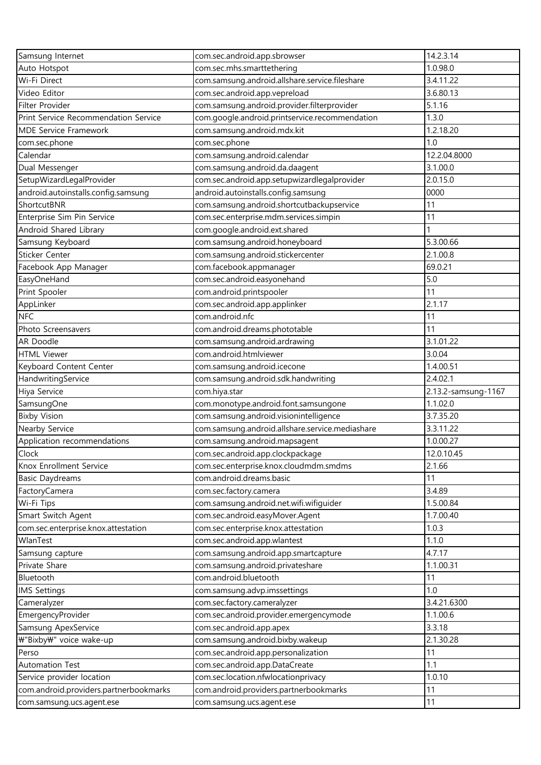| Samsung Internet | com.sec.android.app.sbrowser | 14.2.3.14 |
|---|---|---|
| Auto Hotspot | com.sec.mhs.smarttethering | 1.0.98.0 |
| Wi-Fi Direct | com.samsung.android.allshare.service.fileshare | 3.4.11.22 |
| Video Editor | com.sec.android.app.vepreload | 3.6.80.13 |
| Filter Provider | com.samsung.android.provider.filterprovider | 5.1.16 |
| Print Service Recommendation Service | com.google.android.printservice.recommendation | 1.3.0 |
| MDE Service Framework | com.samsung.android.mdx.kit | 1.2.18.20 |
| com.sec.phone | com.sec.phone | 1.0 |
| Calendar | com.samsung.android.calendar | 12.2.04.8000 |
| Dual Messenger | com.samsung.android.da.daagent | 3.1.00.0 |
| SetupWizardLegalProvider | com.sec.android.app.setupwizardlegalprovider | 2.0.15.0 |
| android.autoinstalls.config.samsung | android.autoinstalls.config.samsung | 0000 |
| ShortcutBNR | com.samsung.android.shortcutbackupservice | 11 |
| Enterprise Sim Pin Service | com.sec.enterprise.mdm.services.simpin | 11 |
| Android Shared Library | com.google.android.ext.shared | 1 |
| Samsung Keyboard | com.samsung.android.honeyboard | 5.3.00.66 |
| Sticker Center | com.samsung.android.stickercenter | 2.1.00.8 |
| Facebook App Manager | com.facebook.appmanager | 69.0.21 |
| EasyOneHand | com.sec.android.easyonehand | 5.0 |
| Print Spooler | com.android.printspooler | 11 |
| AppLinker | com.sec.android.app.applinker | 2.1.17 |
| NFC | com.android.nfc | 11 |
| Photo Screensavers | com.android.dreams.phototable | 11 |
| AR Doodle | com.samsung.android.ardrawing | 3.1.01.22 |
| HTML Viewer | com.android.htmlviewer | 3.0.04 |
| Keyboard Content Center | com.samsung.android.icecone | 1.4.00.51 |
| HandwritingService | com.samsung.android.sdk.handwriting | 2.4.02.1 |
| Hiya Service | com.hiya.star | 2.13.2-samsung-1167 |
| SamsungOne | com.monotype.android.font.samsungone | 1.1.02.0 |
| Bixby Vision | com.samsung.android.visionintelligence | 3.7.35.20 |
| Nearby Service | com.samsung.android.allshare.service.mediashare | 3.3.11.22 |
| Application recommendations | com.samsung.android.mapsagent | 1.0.00.27 |
| Clock | com.sec.android.app.clockpackage | 12.0.10.45 |
| Knox Enrollment Service | com.sec.enterprise.knox.cloudmdm.smdms | 2.1.66 |
| Basic Daydreams | com.android.dreams.basic | 11 |
| FactoryCamera | com.sec.factory.camera | 3.4.89 |
| Wi-Fi Tips | com.samsung.android.net.wifi.wifiguider | 1.5.00.84 |
| Smart Switch Agent | com.sec.android.easyMover.Agent | 1.7.00.40 |
| com.sec.enterprise.knox.attestation | com.sec.enterprise.knox.attestation | 1.0.3 |
| WlanTest | com.sec.android.app.wlantest | 1.1.0 |
| Samsung capture | com.samsung.android.app.smartcapture | 4.7.17 |
| Private Share | com.samsung.android.privateshare | 1.1.00.31 |
| Bluetooth | com.android.bluetooth | 11 |
| IMS Settings | com.samsung.advp.imssettings | 1.0 |
| Cameralyzer | com.sec.factory.cameralyzer | 3.4.21.6300 |
| EmergencyProvider | com.sec.android.provider.emergencymode | 1.1.00.6 |
| Samsung ApexService | com.sec.android.app.apex | 3.3.18 |
| ₩"Bixby₩" voice wake-up | com.samsung.android.bixby.wakeup | 2.1.30.28 |
| Perso | com.sec.android.app.personalization | 11 |
| Automation Test | com.sec.android.app.DataCreate | 1.1 |
| Service provider location | com.sec.location.nfwlocationprivacy | 1.0.10 |
| com.android.providers.partnerbookmarks | com.android.providers.partnerbookmarks | 11 |
| com.samsung.ucs.agent.ese | com.samsung.ucs.agent.ese | 11 |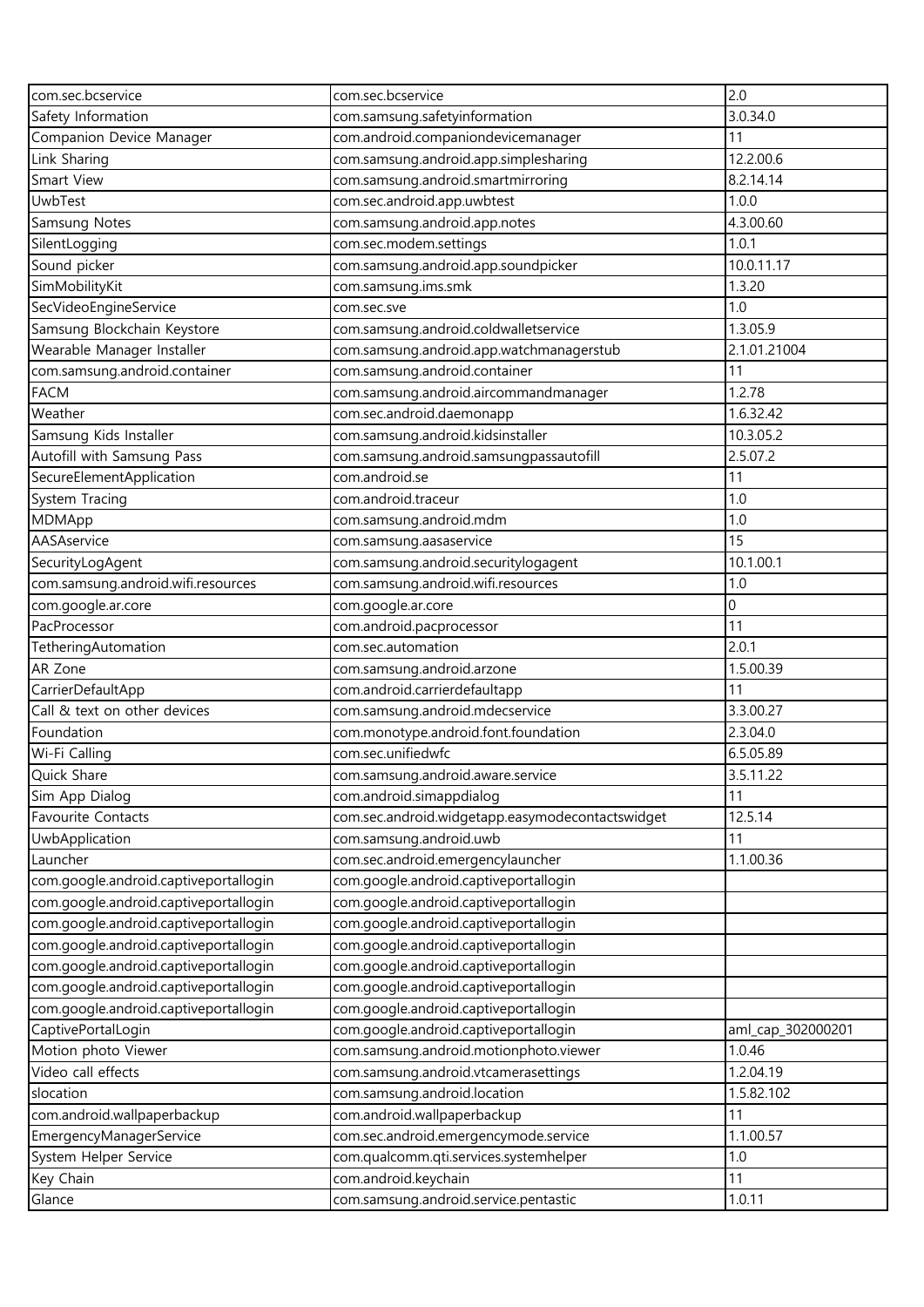| com.sec.bcservice | com.sec.bcservice | 2.0 |
|---|---|---|
| Safety Information | com.samsung.safetyinformation | 3.0.34.0 |
| Companion Device Manager | com.android.companiondevicemanager | 11 |
| Link Sharing | com.samsung.android.app.simplesharing | 12.2.00.6 |
| Smart View | com.samsung.android.smartmirroring | 8.2.14.14 |
| UwbTest | com.sec.android.app.uwbtest | 1.0.0 |
| Samsung Notes | com.samsung.android.app.notes | 4.3.00.60 |
| SilentLogging | com.sec.modem.settings | 1.0.1 |
| Sound picker | com.samsung.android.app.soundpicker | 10.0.11.17 |
| SimMobilityKit | com.samsung.ims.smk | 1.3.20 |
| SecVideoEngineService | com.sec.sve | 1.0 |
| Samsung Blockchain Keystore | com.samsung.android.coldwalletservice | 1.3.05.9 |
| Wearable Manager Installer | com.samsung.android.app.watchmanagerstub | 2.1.01.21004 |
| com.samsung.android.container | com.samsung.android.container | 11 |
| FACM | com.samsung.android.aircommandmanager | 1.2.78 |
| Weather | com.sec.android.daemonapp | 1.6.32.42 |
| Samsung Kids Installer | com.samsung.android.kidsinstaller | 10.3.05.2 |
| Autofill with Samsung Pass | com.samsung.android.samsungpassautofill | 2.5.07.2 |
| SecureElementApplication | com.android.se | 11 |
| System Tracing | com.android.traceur | 1.0 |
| MDMApp | com.samsung.android.mdm | 1.0 |
| AASAservice | com.samsung.aasaservice | 15 |
| SecurityLogAgent | com.samsung.android.securitylogagent | 10.1.00.1 |
| com.samsung.android.wifi.resources | com.samsung.android.wifi.resources | 1.0 |
| com.google.ar.core | com.google.ar.core | 0 |
| PacProcessor | com.android.pacprocessor | 11 |
| TetheringAutomation | com.sec.automation | 2.0.1 |
| AR Zone | com.samsung.android.arzone | 1.5.00.39 |
| CarrierDefaultApp | com.android.carrierdefaultapp | 11 |
| Call & text on other devices | com.samsung.android.mdecservice | 3.3.00.27 |
| Foundation | com.monotype.android.font.foundation | 2.3.04.0 |
| Wi-Fi Calling | com.sec.unifiedwfc | 6.5.05.89 |
| Quick Share | com.samsung.android.aware.service | 3.5.11.22 |
| Sim App Dialog | com.android.simappdialog | 11 |
| Favourite Contacts | com.sec.android.widgetapp.easymodecontactswidget | 12.5.14 |
| UwbApplication | com.samsung.android.uwb | 11 |
| Launcher | com.sec.android.emergencylauncher | 1.1.00.36 |
| com.google.android.captiveportallogin | com.google.android.captiveportallogin | |
| com.google.android.captiveportallogin | com.google.android.captiveportallogin | |
| com.google.android.captiveportallogin | com.google.android.captiveportallogin | |
| com.google.android.captiveportallogin | com.google.android.captiveportallogin | |
| com.google.android.captiveportallogin | com.google.android.captiveportallogin | |
| com.google.android.captiveportallogin | com.google.android.captiveportallogin | |
| com.google.android.captiveportallogin | com.google.android.captiveportallogin | |
| CaptivePortalLogin | com.google.android.captiveportallogin | aml_cap_302000201 |
| Motion photo Viewer | com.samsung.android.motionphoto.viewer | 1.0.46 |
| Video call effects | com.samsung.android.vtcamerasettings | 1.2.04.19 |
| slocation | com.samsung.android.location | 1.5.82.102 |
| com.android.wallpaperbackup | com.android.wallpaperbackup | 11 |
| EmergencyManagerService | com.sec.android.emergencymode.service | 1.1.00.57 |
| System Helper Service | com.qualcomm.qti.services.systemhelper | 1.0 |
| Key Chain | com.android.keychain | 11 |
| Glance | com.samsung.android.service.pentastic | 1.0.11 |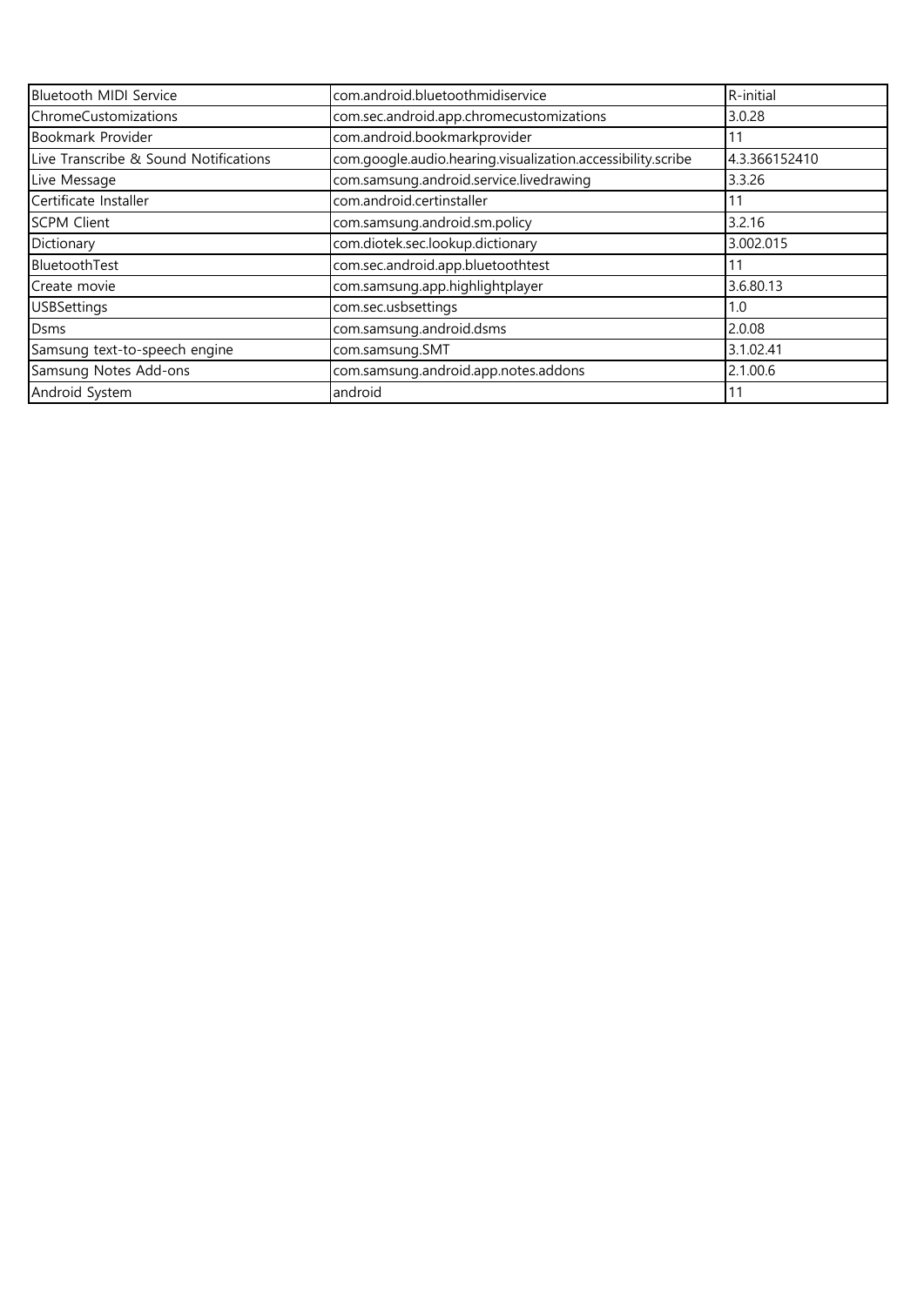| | | |
|---|---|---|
| Bluetooth MIDI Service | com.android.bluetoothmidiservice | R-initial |
| ChromeCustomizations | com.sec.android.app.chromecustomizations | 3.0.28 |
| Bookmark Provider | com.android.bookmarkprovider | 11 |
| Live Transcribe & Sound Notifications | com.google.audio.hearing.visualization.accessibility.scribe | 4.3.366152410 |
| Live Message | com.samsung.android.service.livedrawing | 3.3.26 |
| Certificate Installer | com.android.certinstaller | 11 |
| SCPM Client | com.samsung.android.sm.policy | 3.2.16 |
| Dictionary | com.diotek.sec.lookup.dictionary | 3.002.015 |
| BluetoothTest | com.sec.android.app.bluetoothtest | 11 |
| Create movie | com.samsung.app.highlightplayer | 3.6.80.13 |
| USBSettings | com.sec.usbsettings | 1.0 |
| Dsms | com.samsung.android.dsms | 2.0.08 |
| Samsung text-to-speech engine | com.samsung.SMT | 3.1.02.41 |
| Samsung Notes Add-ons | com.samsung.android.app.notes.addons | 2.1.00.6 |
| Android System | android | 11 |